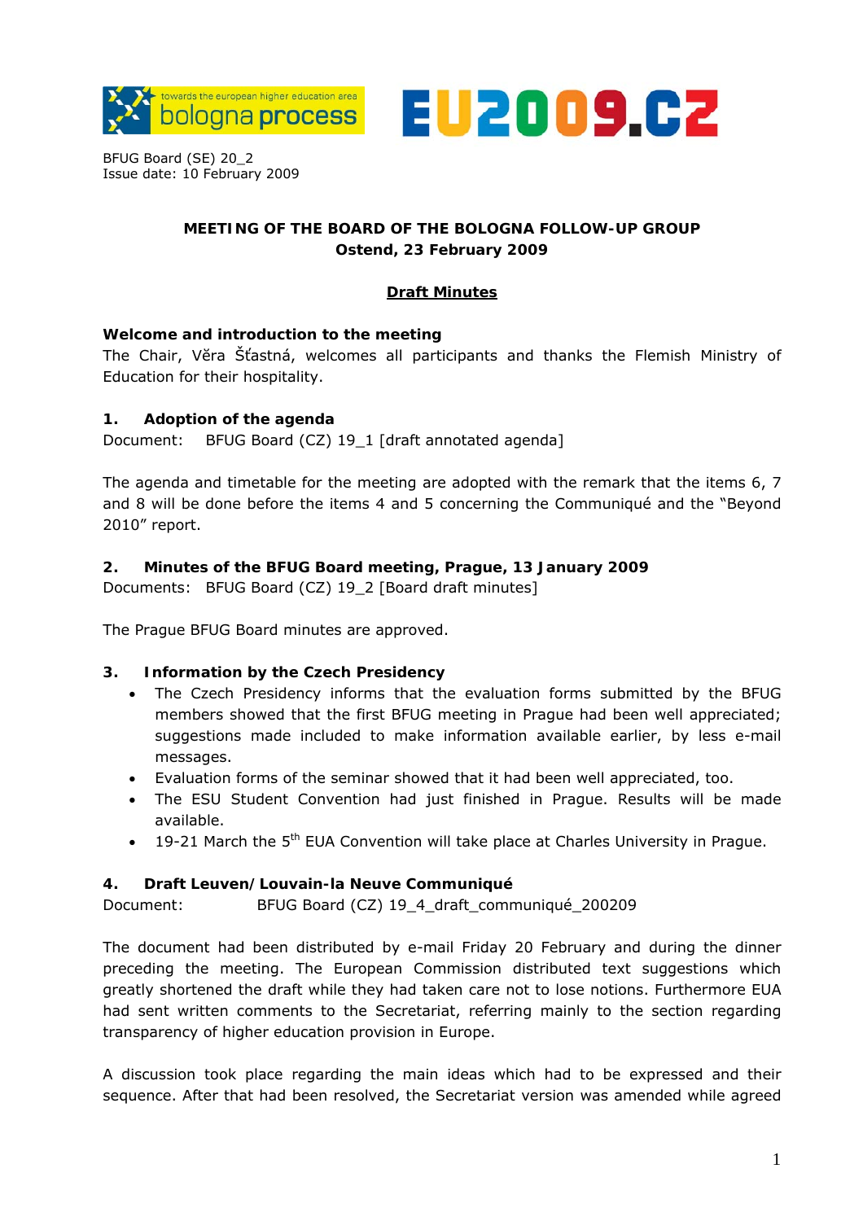BFUG Board (SE) 20_2
Issue date: 10 February 2009

**MEETING OF THE BOARD OF THE BOLOGNA FOLLOW-UP GROUP**
**Ostend, 23 February 2009**

**Draft Minutes**

**Welcome and introduction to the meeting**

The Chair, Věra Šťastná, welcomes all participants and thanks the Flemish Ministry of Education for their hospitality.

### 1. Adoption of the agenda

Document: BFUG Board (CZ) 19_1 [draft annotated agenda]

The agenda and timetable for the meeting are adopted with the remark that the items 6, 7 and 8 will be done before the items 4 and 5 concerning the Communiqué and the "Beyond 2010" report.

### 2. Minutes of the BFUG Board meeting, Prague, 13 January 2009

Documents: BFUG Board (CZ) 19_2 [Board draft minutes]

The Prague BFUG Board minutes are approved.

### 3. Information by the Czech Presidency

- The Czech Presidency informs that the evaluation forms submitted by the BFUG members showed that the first BFUG meeting in Prague had been well appreciated; suggestions made included to make information available earlier, by less e-mail messages.
- Evaluation forms of the seminar showed that it had been well appreciated, too.
- The ESU Student Convention had just finished in Prague. Results will be made available.
- 19-21 March the 5th EUA Convention will take place at Charles University in Prague.

### 4. Draft Leuven/Louvain-la Neuve Communiqué

Document: BFUG Board (CZ) 19_4_draft_communiqué_200209

The document had been distributed by e-mail Friday 20 February and during the dinner preceding the meeting. The European Commission distributed text suggestions which greatly shortened the draft while they had taken care not to lose notions. Furthermore EUA had sent written comments to the Secretariat, referring mainly to the section regarding transparency of higher education provision in Europe.

A discussion took place regarding the main ideas which had to be expressed and their sequence. After that had been resolved, the Secretariat version was amended while agreed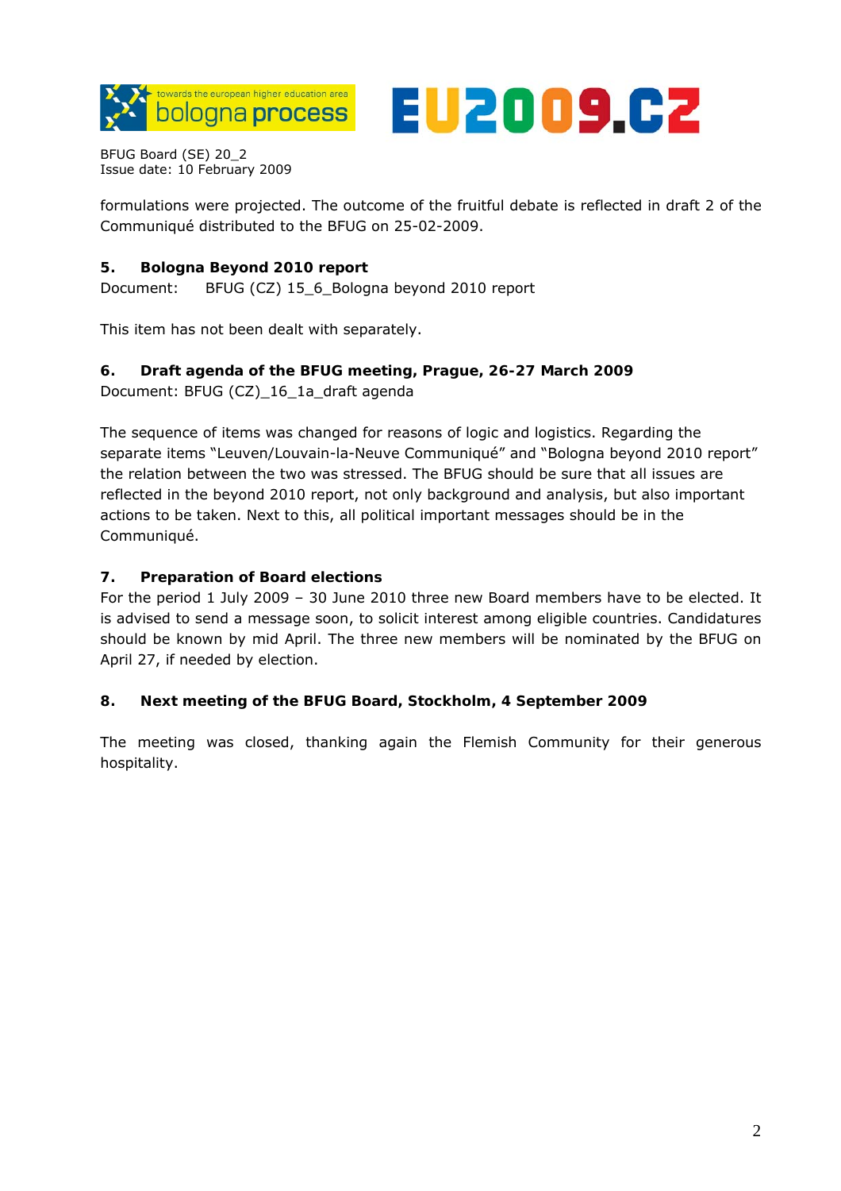formulations were projected. The outcome of the fruitful debate is reflected in draft 2 of the Communiqué distributed to the BFUG on 25-02-2009.

### 5. Bologna Beyond 2010 report

Document: BFUG (CZ) 15_6_Bologna beyond 2010 report

This item has not been dealt with separately.

### 6. Draft agenda of the BFUG meeting, Prague, 26-27 March 2009

Document: BFUG (CZ)_16_1a_draft agenda

The sequence of items was changed for reasons of logic and logistics. Regarding the separate items "Leuven/Louvain-la-Neuve Communiqué" and "Bologna beyond 2010 report" the relation between the two was stressed. The BFUG should be sure that all issues are reflected in the beyond 2010 report, not only background and analysis, but also important actions to be taken. Next to this, all political important messages should be in the Communiqué.

### 7. Preparation of Board elections

For the period 1 July 2009 – 30 June 2010 three new Board members have to be elected. It is advised to send a message soon, to solicit interest among eligible countries. Candidatures should be known by mid April. The three new members will be nominated by the BFUG on April 27, if needed by election.

### 8. Next meeting of the BFUG Board, Stockholm, 4 September 2009

The meeting was closed, thanking again the Flemish Community for their generous hospitality.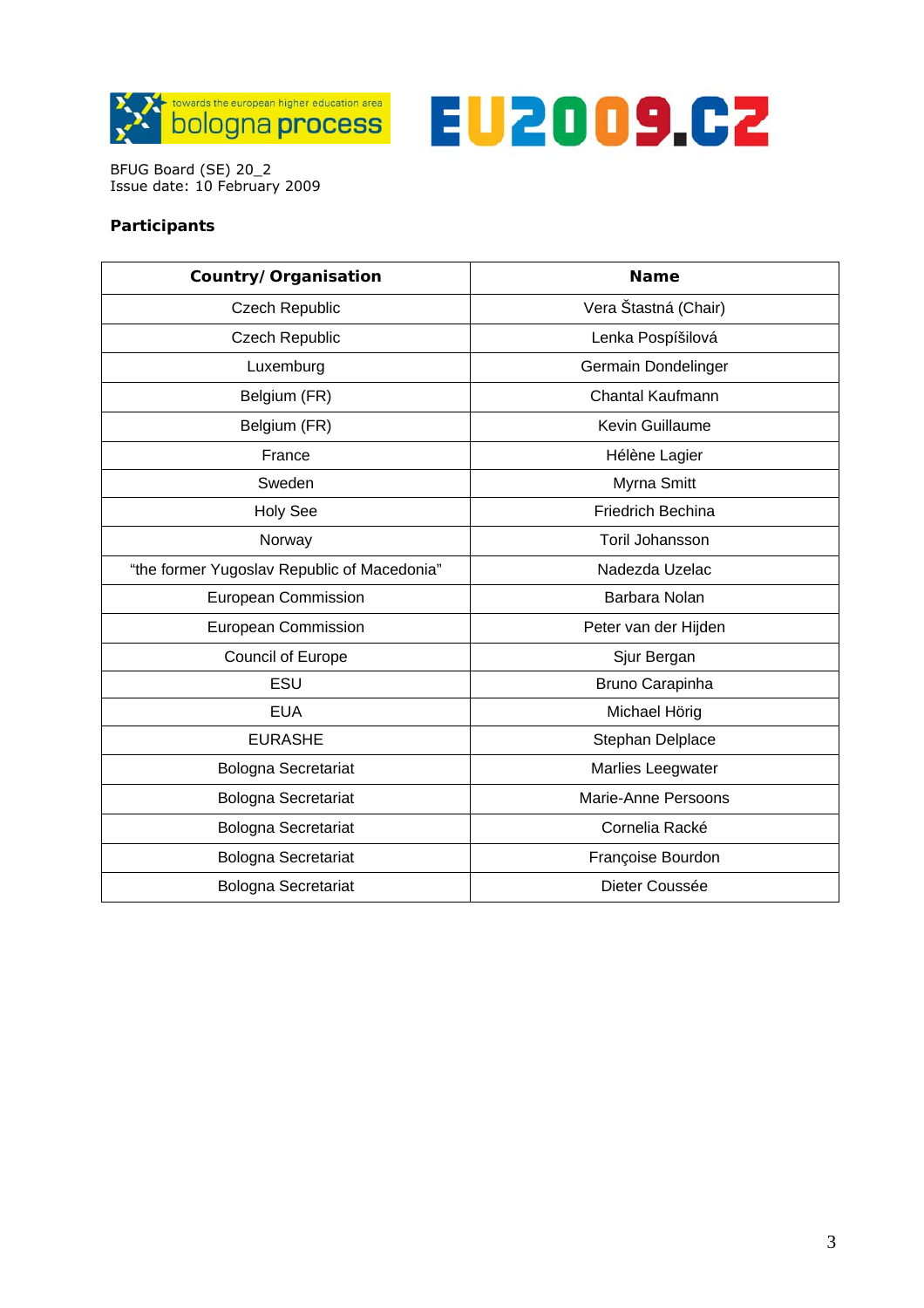BFUG Board (SE) 20_2
Issue date: 10 February 2009

**Participants**

| Country/ Organisation | Name |
| --- | --- |
| Czech Republic | Vera Štastná (Chair) |
| Czech Republic | Lenka Pospíšilová |
| Luxemburg | Germain Dondelinger |
| Belgium (FR) | Chantal Kaufmann |
| Belgium (FR) | Kevin Guillaume |
| France | Hélène Lagier |
| Sweden | Myrna Smitt |
| Holy See | Friedrich Bechina |
| Norway | Toril Johansson |
| "the former Yugoslav Republic of Macedonia" | Nadezda Uzelac |
| European Commission | Barbara Nolan |
| European Commission | Peter van der Hijden |
| Council of Europe | Sjur Bergan |
| ESU | Bruno Carapinha |
| EUA | Michael Hörig |
| EURASHE | Stephan Delplace |
| Bologna Secretariat | Marlies Leegwater |
| Bologna Secretariat | Marie-Anne Persoons |
| Bologna Secretariat | Cornelia Racké |
| Bologna Secretariat | Françoise Bourdon |
| Bologna Secretariat | Dieter Coussée |